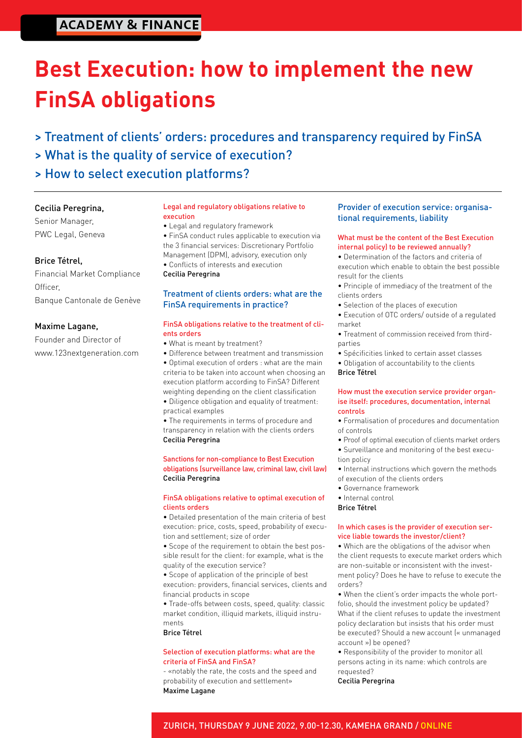ACADEMY & FINANCE

# Best Execution: how to implement the new FinSA obligations

> Treatment of clients' orders: procedures and transparency required by FinSA
> What is the quality of service of execution?
> How to select execution platforms?

**Cecilia Peregrina,**
Senior Manager,
PWC Legal, Geneva

**Brice Tétrel,**
Financial Market Compliance Officer,
Banque Cantonale de Genève

**Maxime Lagane,**
Founder and Director of www.123nextgeneration.com

#### Legal and regulatory obligations relative to execution

- Legal and regulatory framework
- FinSA conduct rules applicable to execution via the 3 financial services: Discretionary Portfolio Management (DPM), advisory, execution only
- Conflicts of interests and execution

**Cecilia Peregrina**

### Treatment of clients orders: what are the FinSA requirements in practice?

#### FinSA obligations relative to the treatment of clients orders

- What is meant by treatment?
- Difference between treatment and transmission
- Optimal execution of orders : what are the main criteria to be taken into account when choosing an execution platform according to FinSA? Different weighting depending on the client classification
- Diligence obligation and equality of treatment: practical examples
- The requirements in terms of procedure and transparency in relation with the clients orders

**Cecilia Peregrina**

#### Sanctions for non-compliance to Best Execution obligations (surveillance law, criminal law, civil law)

**Cecilia Peregrina**

#### FinSA obligations relative to optimal execution of clients orders

- Detailed presentation of the main criteria of best execution: price, costs, speed, probability of execution and settlement; size of order
- Scope of the requirement to obtain the best possible result for the client: for example, what is the quality of the execution service?
- Scope of application of the principle of best execution: providers, financial services, clients and financial products in scope
- Trade-offs between costs, speed, quality: classic market condition, illiquid markets, illiquid instruments

**Brice Tétrel**

#### Selection of execution platforms: what are the criteria of FinSA and FinSA?

- «notably the rate, the costs and the speed and probability of execution and settlement»

**Maxime Lagane**

### Provider of execution service: organisational requirements, liability

#### What must be the content of the Best Execution internal policy) to be reviewed annually?

- Determination of the factors and criteria of execution which enable to obtain the best possible result for the clients
- Principle of immediacy of the treatment of the clients orders
- Selection of the places of execution
- Execution of OTC orders/ outside of a regulated market
- Treatment of commission received from third-parties
- Spécificities linked to certain asset classes
- Obligation of accountability to the clients

**Brice Tétrel**

#### How must the execution service provider organise itself: procedures, documentation, internal controls

- Formalisation of procedures and documentation of controls
- Proof of optimal execution of clients market orders
- Surveillance and monitoring of the best execution policy
- Internal instructions which govern the methods of execution of the clients orders
- Governance framework
- Internal control

**Brice Tétrel**

#### In which cases is the provider of execution service liable towards the investor/client?

- Which are the obligations of the advisor when the client requests to execute market orders which are non-suitable or inconsistent with the investment policy? Does he have to refuse to execute the orders?
- When the client's order impacts the whole portfolio, should the investment policy be updated? What if the client refuses to update the investment policy declaration but insists that his order must be executed? Should a new account (« unmanaged account ») be opened?
- Responsibility of the provider to monitor all persons acting in its name: which controls are requested?

**Cecilia Peregrina**

ZURICH, THURSDAY 9 JUNE 2022, 9.00-12.30, KAMEHA GRAND / ONLINE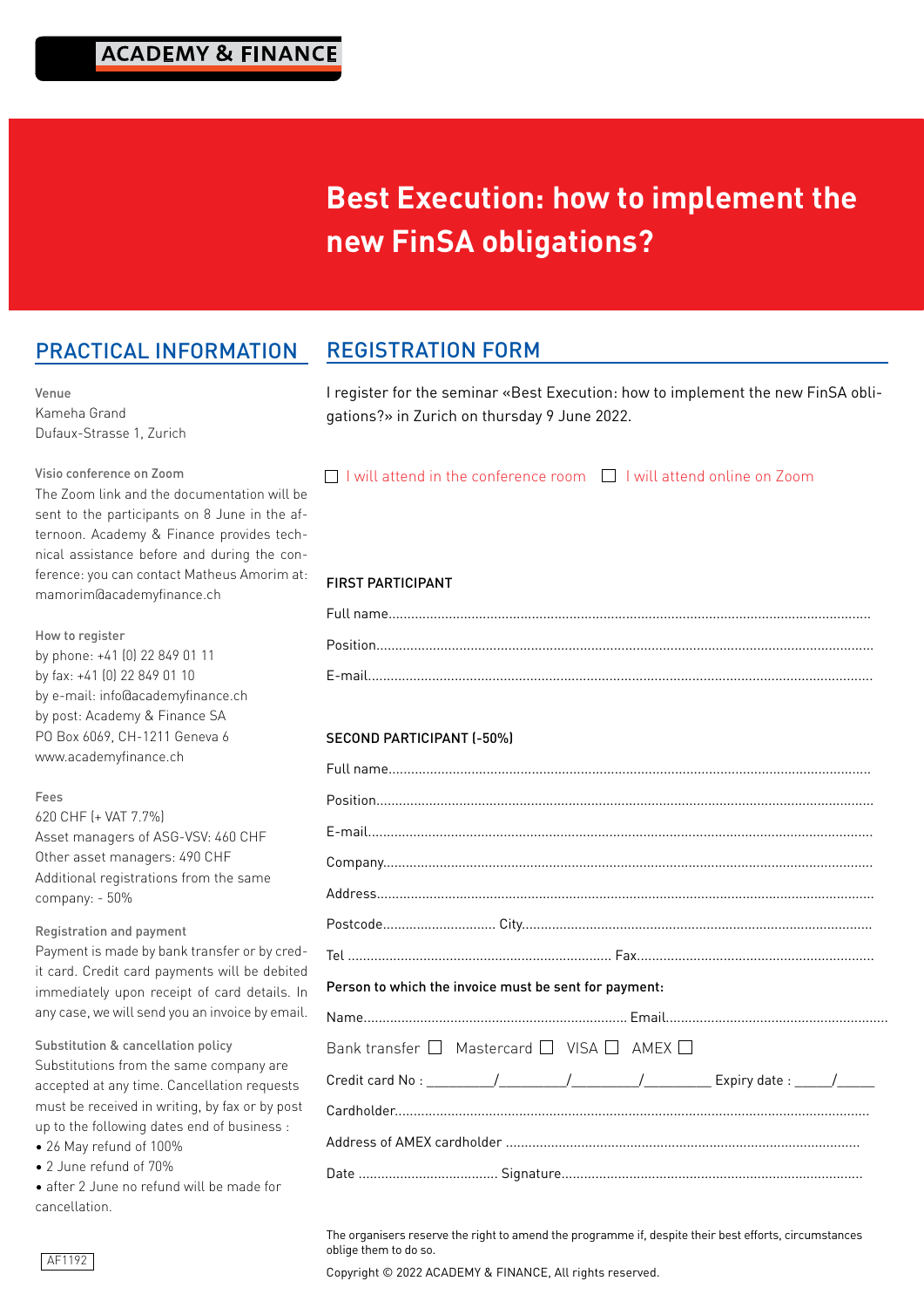ACADEMY & FINANCE

# Best Execution: how to implement the new FinSA obligations?

## PRACTICAL INFORMATION

**Venue**
Kameha Grand
Dufaux-Strasse 1, Zurich

**Visio conference on Zoom**
The Zoom link and the documentation will be sent to the participants on 8 June in the afternoon. Academy & Finance provides technical assistance before and during the conference: you can contact Matheus Amorim at: mamorim@academyfinance.ch

**How to register**
by phone: +41 (0) 22 849 01 11
by fax: +41 (0) 22 849 01 10
by e-mail: info@academyfinance.ch
by post: Academy & Finance SA
PO Box 6069, CH-1211 Geneva 6
www.academyfinance.ch

**Fees**
620 CHF (+ VAT 7.7%)
Asset managers of ASG-VSV: 460 CHF
Other asset managers: 490 CHF
Additional registrations from the same company: - 50%

**Registration and payment**
Payment is made by bank transfer or by credit card. Credit card payments will be debited immediately upon receipt of card details. In any case, we will send you an invoice by email.

**Substitution & cancellation policy**
Substitutions from the same company are accepted at any time. Cancellation requests must be received in writing, by fax or by post up to the following dates end of business :

- 26 May refund of 100%
- 2 June refund of 70%
- after 2 June no refund will be made for cancellation.

AF1192

## REGISTRATION FORM

I register for the seminar «Best Execution: how to implement the new FinSA obligations?» in Zurich on thursday 9 June 2022.

☐ I will attend in the conference room ☐ I will attend online on Zoom

**FIRST PARTICIPANT**

Full name..........................................................................................................................

Position..............................................................................................................................

E-mail.................................................................................................................................

**SECOND PARTICIPANT (-50%)**

Full name..........................................................................................................................

Position..............................................................................................................................

E-mail.................................................................................................................................

Company............................................................................................................................

Address..............................................................................................................................

Postcode............................. City.........................................................................................

Tel ..................................................................... Fax.............................................................

**Person to which the invoice must be sent for payment:**

Name..................................................................... Email..........................................................

Bank transfer ☐ Mastercard ☐ VISA ☐ AMEX ☐

Credit card No : _________/_________/_________/_________ Expiry date : _____/_____

Cardholder..........................................................................................................................

Address of AMEX cardholder .............................................................................................

Date ..................................... Signature...............................................................................

The organisers reserve the right to amend the programme if, despite their best efforts, circumstances oblige them to do so.

Copyright © 2022 ACADEMY & FINANCE, All rights reserved.